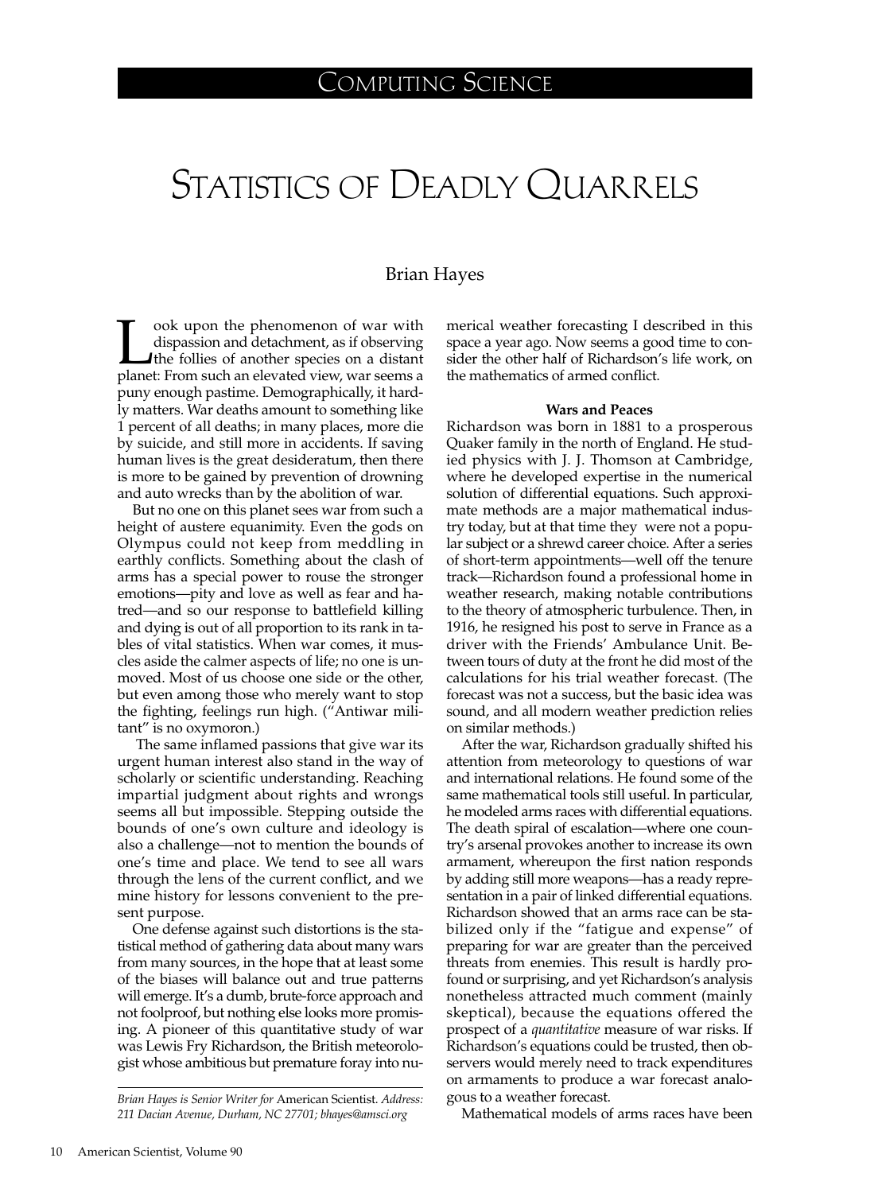## Computing Science

# Statistics of Deadly Quarrels

Brian Hayes

Look upon the phenomenon of war with dispassion and detachment, as if observing the follies of another species on a distant planet: From such an elevated view, war seems a puny enough pastime. Demographically, it hardly matters. War deaths amount to something like 1 percent of all deaths; in many places, more die by suicide, and still more in accidents. If saving human lives is the great desideratum, then there is more to be gained by prevention of drowning and auto wrecks than by the abolition of war.

But no one on this planet sees war from such a height of austere equanimity. Even the gods on Olympus could not keep from meddling in earthly conflicts. Something about the clash of arms has a special power to rouse the stronger emotions—pity and love as well as fear and hatred—and so our response to battlefield killing and dying is out of all proportion to its rank in tables of vital statistics. When war comes, it muscles aside the calmer aspects of life; no one is unmoved. Most of us choose one side or the other, but even among those who merely want to stop the fighting, feelings run high. ("Antiwar militant" is no oxymoron.)

The same inflamed passions that give war its urgent human interest also stand in the way of scholarly or scientific understanding. Reaching impartial judgment about rights and wrongs seems all but impossible. Stepping outside the bounds of one's own culture and ideology is also a challenge—not to mention the bounds of one's time and place. We tend to see all wars through the lens of the current conflict, and we mine history for lessons convenient to the present purpose.

One defense against such distortions is the statistical method of gathering data about many wars from many sources, in the hope that at least some of the biases will balance out and true patterns will emerge. It's a dumb, brute-force approach and not foolproof, but nothing else looks more promising. A pioneer of this quantitative study of war was Lewis Fry Richardson, the British meteorologist whose ambitious but premature foray into numerical weather forecasting I described in this space a year ago. Now seems a good time to consider the other half of Richardson's life work, on the mathematics of armed conflict.

*Brian Hayes is Senior Writer for* American Scientist. *Address: 211 Dacian Avenue, Durham, NC 27701; bhayes@amsci.org*

**Wars and Peaces**

Richardson was born in 1881 to a prosperous Quaker family in the north of England. He studied physics with J. J. Thomson at Cambridge, where he developed expertise in the numerical solution of differential equations. Such approximate methods are a major mathematical industry today, but at that time they were not a popular subject or a shrewd career choice. After a series of short-term appointments—well off the tenure track—Richardson found a professional home in weather research, making notable contributions to the theory of atmospheric turbulence. Then, in 1916, he resigned his post to serve in France as a driver with the Friends' Ambulance Unit. Between tours of duty at the front he did most of the calculations for his trial weather forecast. (The forecast was not a success, but the basic idea was sound, and all modern weather prediction relies on similar methods.)

After the war, Richardson gradually shifted his attention from meteorology to questions of war and international relations. He found some of the same mathematical tools still useful. In particular, he modeled arms races with differential equations. The death spiral of escalation—where one country's arsenal provokes another to increase its own armament, whereupon the first nation responds by adding still more weapons—has a ready representation in a pair of linked differential equations. Richardson showed that an arms race can be stabilized only if the "fatigue and expense" of preparing for war are greater than the perceived threats from enemies. This result is hardly profound or surprising, and yet Richardson's analysis nonetheless attracted much comment (mainly skeptical), because the equations offered the prospect of a *quantitative* measure of war risks. If Richardson's equations could be trusted, then observers would merely need to track expenditures on armaments to produce a war forecast analogous to a weather forecast.

Mathematical models of arms races have been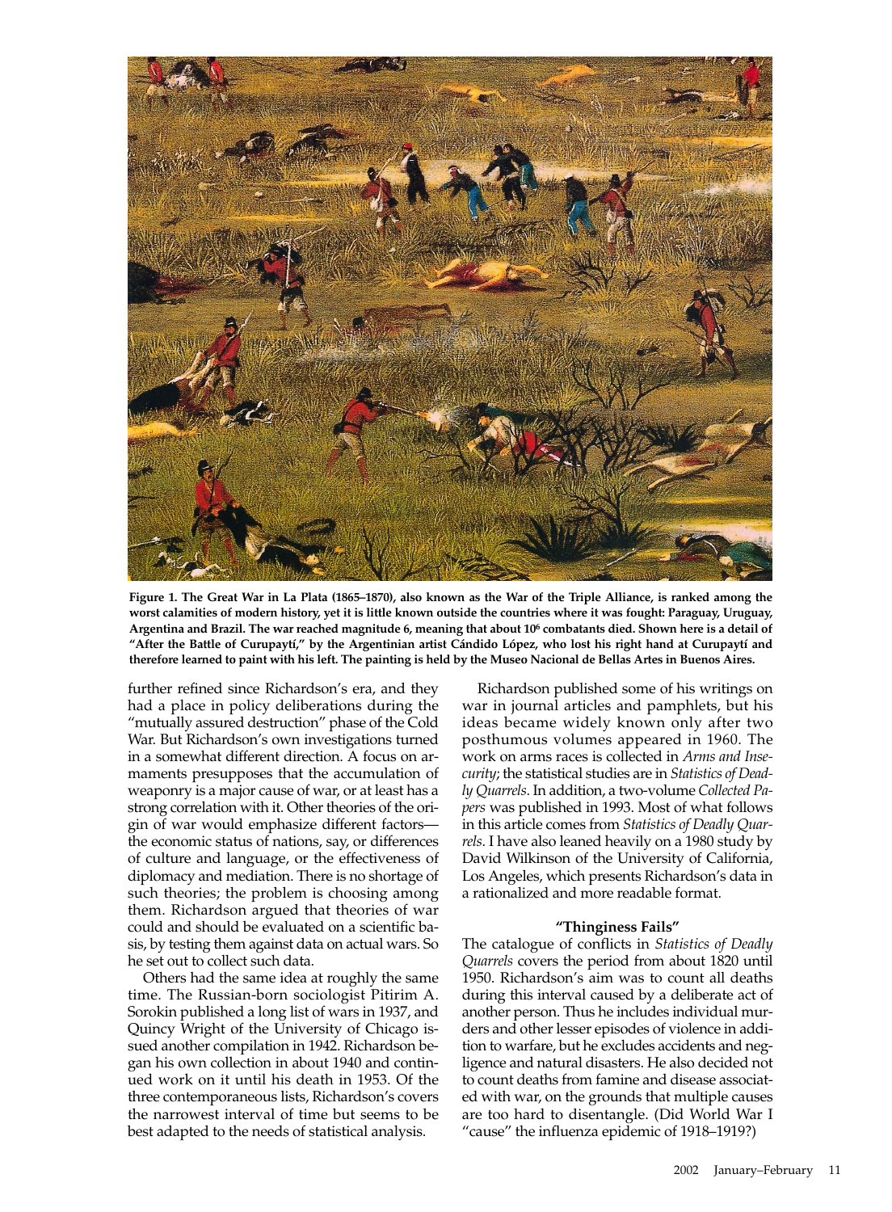**Figure 1. The Great War in La Plata (1865–1870), also known as the War of the Triple Alliance, is ranked among the worst calamities of modern history, yet it is little known outside the countries where it was fought: Paraguay, Uruguay, Argentina and Brazil. The war reached magnitude 6, meaning that about $10^6$ combatants died. Shown here is a detail of "After the Battle of Curupaytí," by the Argentinian artist Cándido López, who lost his right hand at Curupaytí and therefore learned to paint with his left. The painting is held by the Museo Nacional de Bellas Artes in Buenos Aires.**

further refined since Richardson's era, and they had a place in policy deliberations during the "mutually assured destruction" phase of the Cold War. But Richardson's own investigations turned in a somewhat different direction. A focus on armaments presupposes that the accumulation of weaponry is a major cause of war, or at least has a strong correlation with it. Other theories of the origin of war would emphasize different factors—the economic status of nations, say, or differences of culture and language, or the effectiveness of diplomacy and mediation. There is no shortage of such theories; the problem is choosing among them. Richardson argued that theories of war could and should be evaluated on a scientific basis, by testing them against data on actual wars. So he set out to collect such data.

Others had the same idea at roughly the same time. The Russian-born sociologist Pitirim A. Sorokin published a long list of wars in 1937, and Quincy Wright of the University of Chicago issued another compilation in 1942. Richardson began his own collection in about 1940 and continued work on it until his death in 1953. Of the three contemporaneous lists, Richardson's covers the narrowest interval of time but seems to be best adapted to the needs of statistical analysis.

Richardson published some of his writings on war in journal articles and pamphlets, but his ideas became widely known only after two posthumous volumes appeared in 1960. The work on arms races is collected in *Arms and Insecurity*; the statistical studies are in *Statistics of Deadly Quarrels*. In addition, a two-volume *Collected Papers* was published in 1993. Most of what follows in this article comes from *Statistics of Deadly Quarrels*. I have also leaned heavily on a 1980 study by David Wilkinson of the University of California, Los Angeles, which presents Richardson's data in a rationalized and more readable format.

### "Thinginess Fails"

The catalogue of conflicts in *Statistics of Deadly Quarrels* covers the period from about 1820 until 1950. Richardson's aim was to count all deaths during this interval caused by a deliberate act of another person. Thus he includes individual murders and other lesser episodes of violence in addition to warfare, but he excludes accidents and negligence and natural disasters. He also decided not to count deaths from famine and disease associated with war, on the grounds that multiple causes are too hard to disentangle. (Did World War I "cause" the influenza epidemic of 1918–1919?)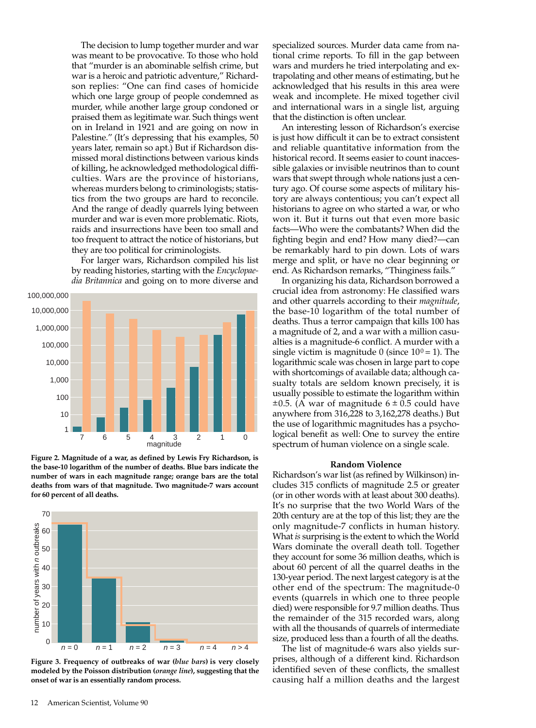The decision to lump together murder and war was meant to be provocative. To those who hold that "murder is an abominable selfish crime, but war is a heroic and patriotic adventure," Richardson replies: "One can find cases of homicide which one large group of people condemned as murder, while another large group condoned or praised them as legitimate war. Such things went on in Ireland in 1921 and are going on now in Palestine." (It's depressing that his examples, 50 years later, remain so apt.) But if Richardson dismissed moral distinctions between various kinds of killing, he acknowledged methodological difficulties. Wars are the province of historians, whereas murders belong to criminologists; statistics from the two groups are hard to reconcile. And the range of deadly quarrels lying between murder and war is even more problematic. Riots, raids and insurrections have been too small and too frequent to attract the notice of historians, but they are too political for criminologists.

For larger wars, Richardson compiled his list by reading histories, starting with the *Encyclopaedia Britannica* and going on to more diverse and specialized sources. Murder data came from national crime reports. To fill in the gap between wars and murders he tried interpolating and extrapolating and other means of estimating, but he acknowledged that his results in this area were weak and incomplete. He mixed together civil and international wars in a single list, arguing that the distinction is often unclear.

An interesting lesson of Richardson's exercise is just how difficult it can be to extract consistent and reliable quantitative information from the historical record. It seems easier to count inaccessible galaxies or invisible neutrinos than to count wars that swept through whole nations just a century ago. Of course some aspects of military history are always contentious; you can't expect all historians to agree on who started a war, or who won it. But it turns out that even more basic facts—Who were the combatants? When did the fighting begin and end? How many died?—can be remarkably hard to pin down. Lots of wars merge and split, or have no clear beginning or end. As Richardson remarks, "Thinginess fails."

In organizing his data, Richardson borrowed a crucial idea from astronomy: He classified wars and other quarrels according to their *magnitude*, the base-10 logarithm of the total number of deaths. Thus a terror campaign that kills 100 has a magnitude of 2, and a war with a million casualties is a magnitude-6 conflict. A murder with a single victim is magnitude 0 (since $10^0 = 1$). The logarithmic scale was chosen in large part to cope with shortcomings of available data; although casualty totals are seldom known precisely, it is usually possible to estimate the logarithm within ±0.5. (A war of magnitude 6 ± 0.5 could have anywhere from 316,228 to 3,162,278 deaths.) But the use of logarithmic magnitudes has a psychological benefit as well: One to survey the entire spectrum of human violence on a single scale.

100,000,000
10,000,000
1,000,000
100,000
10,000
1,000
100
10
1
7 6 5 4 3 2 1 0
magnitude

**Figure 2. Magnitude of a war, as defined by Lewis Fry Richardson, is the base-10 logarithm of the number of deaths. Blue bars indicate the number of wars in each magnitude range; orange bars are the total deaths from wars of that magnitude. Two magnitude-7 wars account for 60 percent of all deaths.**

70
60
50
40
30
20
10
0
number of years with *n* outbreaks
*n* = 0 *n* = 1 *n* = 2 *n* = 3 *n* = 4 *n* > 4

**Figure 3. Frequency of outbreaks of war (*blue bars*) is very closely modeled by the Poisson distribution (*orange line*), suggesting that the onset of war is an essentially random process.**

### Random Violence

Richardson's war list (as refined by Wilkinson) includes 315 conflicts of magnitude 2.5 or greater (or in other words with at least about 300 deaths). It's no surprise that the two World Wars of the 20th century are at the top of this list; they are the only magnitude-7 conflicts in human history. What *is* surprising is the extent to which the World Wars dominate the overall death toll. Together they account for some 36 million deaths, which is about 60 percent of all the quarrel deaths in the 130-year period. The next largest category is at the other end of the spectrum: The magnitude-0 events (quarrels in which one to three people died) were responsible for 9.7 million deaths. Thus the remainder of the 315 recorded wars, along with all the thousands of quarrels of intermediate size, produced less than a fourth of all the deaths.

The list of magnitude-6 wars also yields surprises, although of a different kind. Richardson identified seven of these conflicts, the smallest causing half a million deaths and the largest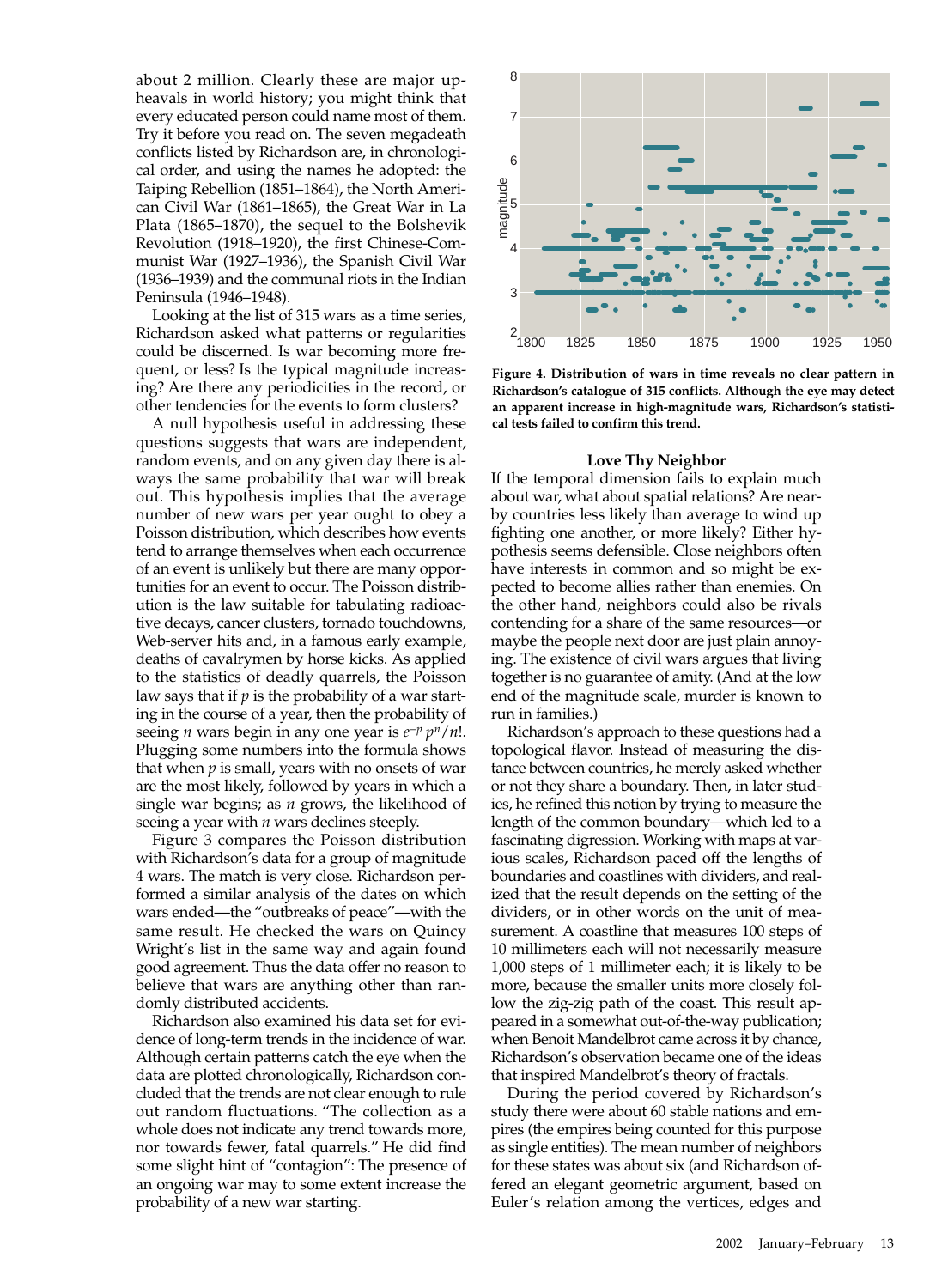about 2 million. Clearly these are major upheavals in world history; you might think that every educated person could name most of them. Try it before you read on. The seven megadeath conflicts listed by Richardson are, in chronological order, and using the names he adopted: the Taiping Rebellion (1851–1864), the North American Civil War (1861–1865), the Great War in La Plata (1865–1870), the sequel to the Bolshevik Revolution (1918–1920), the first Chinese-Communist War (1927–1936), the Spanish Civil War (1936–1939) and the communal riots in the Indian Peninsula (1946–1948).

Looking at the list of 315 wars as a time series, Richardson asked what patterns or regularities could be discerned. Is war becoming more frequent, or less? Is the typical magnitude increasing? Are there any periodicities in the record, or other tendencies for the events to form clusters?

A null hypothesis useful in addressing these questions suggests that wars are independent, random events, and on any given day there is always the same probability that war will break out. This hypothesis implies that the average number of new wars per year ought to obey a Poisson distribution, which describes how events tend to arrange themselves when each occurrence of an event is unlikely but there are many opportunities for an event to occur. The Poisson distribution is the law suitable for tabulating radioactive decays, cancer clusters, tornado touchdowns, Web-server hits and, in a famous early example, deaths of cavalrymen by horse kicks. As applied to the statistics of deadly quarrels, the Poisson law says that if $p$ is the probability of a war starting in the course of a year, then the probability of seeing $n$ wars begin in any one year is $e^{-p}\, p^n/n!$. Plugging some numbers into the formula shows that when $p$ is small, years with no onsets of war are the most likely, followed by years in which a single war begins; as $n$ grows, the likelihood of seeing a year with $n$ wars declines steeply.

Figure 3 compares the Poisson distribution with Richardson's data for a group of magnitude 4 wars. The match is very close. Richardson performed a similar analysis of the dates on which wars ended—the "outbreaks of peace"—with the same result. He checked the wars on Quincy Wright's list in the same way and again found good agreement. Thus the data offer no reason to believe that wars are anything other than randomly distributed accidents.

Richardson also examined his data set for evidence of long-term trends in the incidence of war. Although certain patterns catch the eye when the data are plotted chronologically, Richardson concluded that the trends are not clear enough to rule out random fluctuations. "The collection as a whole does not indicate any trend towards more, nor towards fewer, fatal quarrels." He did find some slight hint of "contagion": The presence of an ongoing war may to some extent increase the probability of a new war starting.

**Figure 4. Distribution of wars in time reveals no clear pattern in Richardson's catalogue of 315 conflicts. Although the eye may detect an apparent increase in high-magnitude wars, Richardson's statistical tests failed to confirm this trend.**

### Love Thy Neighbor

If the temporal dimension fails to explain much about war, what about spatial relations? Are nearby countries less likely than average to wind up fighting one another, or more likely? Either hypothesis seems defensible. Close neighbors often have interests in common and so might be expected to become allies rather than enemies. On the other hand, neighbors could also be rivals contending for a share of the same resources—or maybe the people next door are just plain annoying. The existence of civil wars argues that living together is no guarantee of amity. (And at the low end of the magnitude scale, murder is known to run in families.)

Richardson's approach to these questions had a topological flavor. Instead of measuring the distance between countries, he merely asked whether or not they share a boundary. Then, in later studies, he refined this notion by trying to measure the length of the common boundary—which led to a fascinating digression. Working with maps at various scales, Richardson paced off the lengths of boundaries and coastlines with dividers, and realized that the result depends on the setting of the dividers, or in other words on the unit of measurement. A coastline that measures 100 steps of 10 millimeters each will not necessarily measure 1,000 steps of 1 millimeter each; it is likely to be more, because the smaller units more closely follow the zig-zig path of the coast. This result appeared in a somewhat out-of-the-way publication; when Benoit Mandelbrot came across it by chance, Richardson's observation became one of the ideas that inspired Mandelbrot's theory of fractals.

During the period covered by Richardson's study there were about 60 stable nations and empires (the empires being counted for this purpose as single entities). The mean number of neighbors for these states was about six (and Richardson offered an elegant geometric argument, based on Euler's relation among the vertices, edges and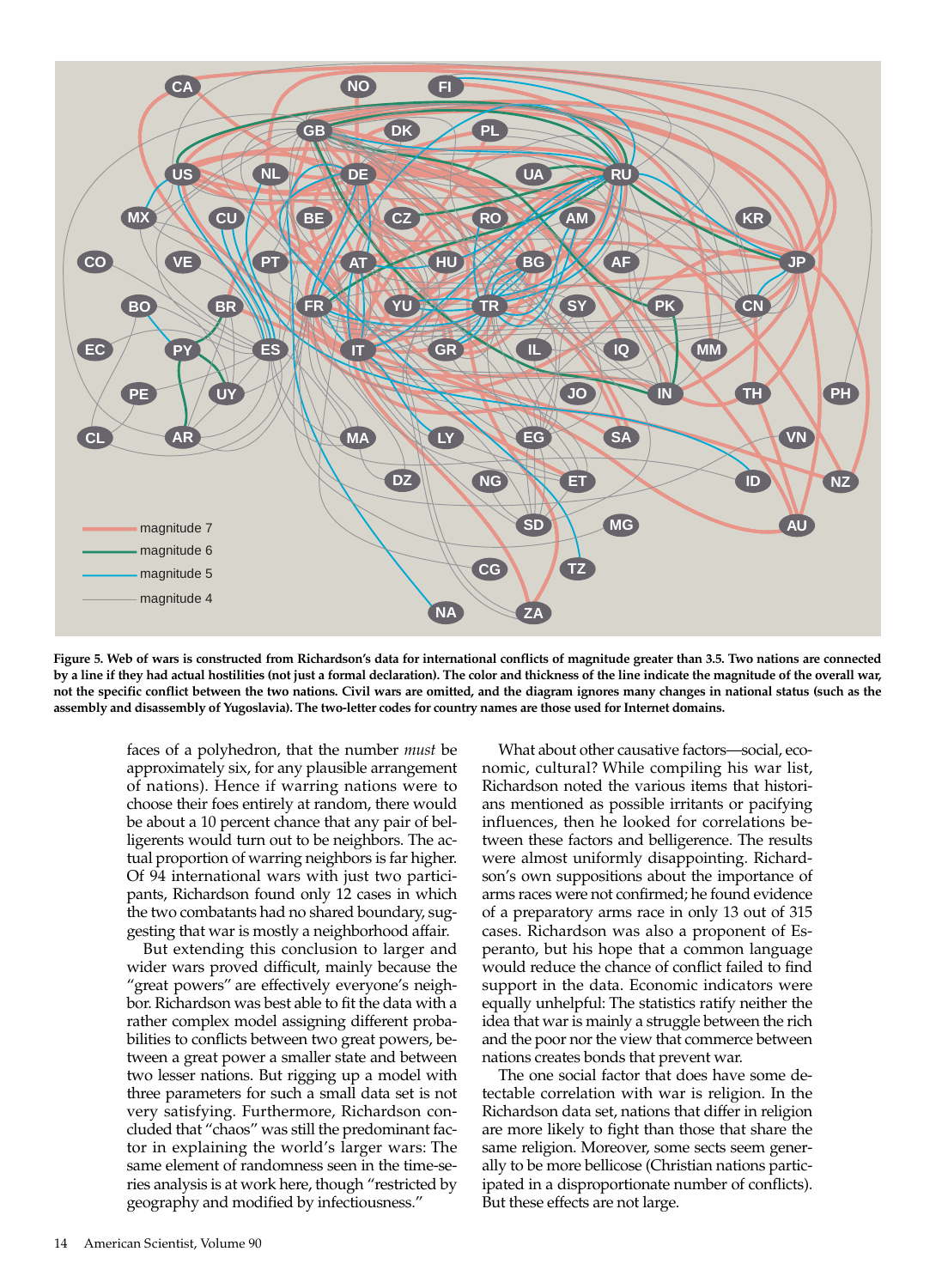**Figure 5. Web of wars is constructed from Richardson's data for international conflicts of magnitude greater than 3.5. Two nations are connected by a line if they had actual hostilities (not just a formal declaration). The color and thickness of the line indicate the magnitude of the overall war, not the specific conflict between the two nations. Civil wars are omitted, and the diagram ignores many changes in national status (such as the assembly and disassembly of Yugoslavia). The two-letter codes for country names are those used for Internet domains.**

faces of a polyhedron, that the number *must* be approximately six, for any plausible arrangement of nations). Hence if warring nations were to choose their foes entirely at random, there would be about a 10 percent chance that any pair of belligerents would turn out to be neighbors. The actual proportion of warring neighbors is far higher. Of 94 international wars with just two participants, Richardson found only 12 cases in which the two combatants had no shared boundary, suggesting that war is mostly a neighborhood affair.

But extending this conclusion to larger and wider wars proved difficult, mainly because the "great powers" are effectively everyone's neighbor. Richardson was best able to fit the data with a rather complex model assigning different probabilities to conflicts between two great powers, between a great power a smaller state and between two lesser nations. But rigging up a model with three parameters for such a small data set is not very satisfying. Furthermore, Richardson concluded that "chaos" was still the predominant factor in explaining the world's larger wars: The same element of randomness seen in the time-series analysis is at work here, though "restricted by geography and modified by infectiousness."

What about other causative factors—social, economic, cultural? While compiling his war list, Richardson noted the various items that historians mentioned as possible irritants or pacifying influences, then he looked for correlations between these factors and belligerence. The results were almost uniformly disappointing. Richardson's own suppositions about the importance of arms races were not confirmed; he found evidence of a preparatory arms race in only 13 out of 315 cases. Richardson was also a proponent of Esperanto, but his hope that a common language would reduce the chance of conflict failed to find support in the data. Economic indicators were equally unhelpful: The statistics ratify neither the idea that war is mainly a struggle between the rich and the poor nor the view that commerce between nations creates bonds that prevent war.

The one social factor that does have some detectable correlation with war is religion. In the Richardson data set, nations that differ in religion are more likely to fight than those that share the same religion. Moreover, some sects seem generally to be more bellicose (Christian nations participated in a disproportionate number of conflicts). But these effects are not large.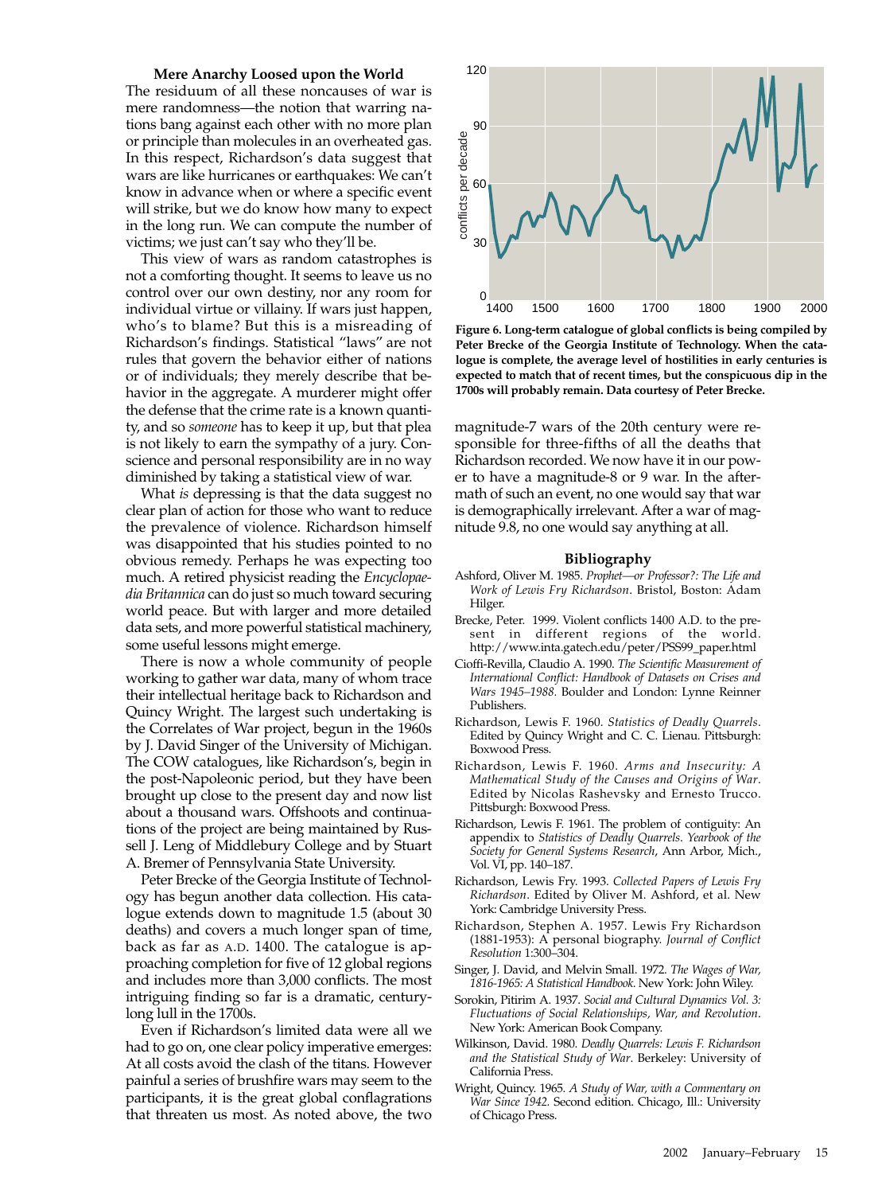### Mere Anarchy Loosed upon the World

The residuum of all these noncauses of war is mere randomness—the notion that warring nations bang against each other with no more plan or principle than molecules in an overheated gas. In this respect, Richardson's data suggest that wars are like hurricanes or earthquakes: We can't know in advance when or where a specific event will strike, but we do know how many to expect in the long run. We can compute the number of victims; we just can't say who they'll be.

This view of wars as random catastrophes is not a comforting thought. It seems to leave us no control over our own destiny, nor any room for individual virtue or villainy. If wars just happen, who's to blame? But this is a misreading of Richardson's findings. Statistical "laws" are not rules that govern the behavior of nations or of individuals; they merely describe that behavior in the aggregate. A murderer might offer the defense that the crime rate is a known quantity, and so *someone* has to keep it up, but that plea is not likely to earn the sympathy of a jury. Conscience and personal responsibility are in no way diminished by taking a statistical view of war.

What *is* depressing is that the data suggest no clear plan of action for those who want to reduce the prevalence of violence. Richardson himself was disappointed that his studies pointed to no obvious remedy. Perhaps he was expecting too much. A retired physicist reading the *Encyclopaedia Britannica* can do just so much toward securing world peace. But with larger and more detailed data sets, and more powerful statistical machinery, some useful lessons might emerge.

There is now a whole community of people working to gather war data, many of whom trace their intellectual heritage back to Richardson and Quincy Wright. The largest such undertaking is the Correlates of War project, begun in the 1960s by J. David Singer of the University of Michigan. The COW catalogues, like Richardson's, begin in the post-Napoleonic period, but they have been brought up close to the present day and now list about a thousand wars. Offshoots and continuations of the project are being maintained by Russell J. Leng of Middlebury College and by Stuart A. Bremer of Pennsylvania State University.

Peter Brecke of the Georgia Institute of Technology has begun another data collection. His catalogue extends down to magnitude 1.5 (about 30 deaths) and covers a much longer span of time, back as far as A.D. 1400. The catalogue is approaching completion for five of 12 global regions and includes more than 3,000 conflicts. The most intriguing finding so far is a dramatic, century-long lull in the 1700s.

Even if Richardson's limited data were all we had to go on, one clear policy imperative emerges: At all costs avoid the clash of the titans. However painful a series of brushfire wars may seem to the participants, it is the great global conflagrations that threaten us most. As noted above, the two magnitude-7 wars of the 20th century were responsible for three-fifths of all the deaths that Richardson recorded. We now have it in our power to have a magnitude-8 or 9 war. In the aftermath of such an event, no one would say that war is demographically irrelevant. After a war of magnitude 9.8, no one would say anything at all.

conflicts per decade
120
90
60
30
0
1400 1500 1600 1700 1800 1900 2000

**Figure 6. Long-term catalogue of global conflicts is being compiled by Peter Brecke of the Georgia Institute of Technology. When the catalogue is complete, the average level of hostilities in early centuries is expected to match that of recent times, but the conspicuous dip in the 1700s will probably remain. Data courtesy of Peter Brecke.**

### Bibliography

Ashford, Oliver M. 1985. *Prophet—or Professor?: The Life and Work of Lewis Fry Richardson*. Bristol, Boston: Adam Hilger.

Brecke, Peter. 1999. Violent conflicts 1400 A.D. to the present in different regions of the world. http://www.inta.gatech.edu/peter/PSS99_paper.html

Cioffi-Revilla, Claudio A. 1990. *The Scientific Measurement of International Conflict: Handbook of Datasets on Crises and Wars 1945–1988*. Boulder and London: Lynne Reinner Publishers.

Richardson, Lewis F. 1960. *Statistics of Deadly Quarrels*. Edited by Quincy Wright and C. C. Lienau. Pittsburgh: Boxwood Press.

Richardson, Lewis F. 1960. *Arms and Insecurity: A Mathematical Study of the Causes and Origins of War*. Edited by Nicolas Rashevsky and Ernesto Trucco. Pittsburgh: Boxwood Press.

Richardson, Lewis F. 1961. The problem of contiguity: An appendix to *Statistics of Deadly Quarrels*. *Yearbook of the Society for General Systems Research*, Ann Arbor, Mich., Vol. VI, pp. 140–187.

Richardson, Lewis Fry. 1993. *Collected Papers of Lewis Fry Richardson*. Edited by Oliver M. Ashford, et al. New York: Cambridge University Press.

Richardson, Stephen A. 1957. Lewis Fry Richardson (1881-1953): A personal biography. *Journal of Conflict Resolution* 1:300–304.

Singer, J. David, and Melvin Small. 1972. *The Wages of War, 1816-1965: A Statistical Handbook*. New York: John Wiley.

Sorokin, Pitirim A. 1937. *Social and Cultural Dynamics Vol. 3: Fluctuations of Social Relationships, War, and Revolution*. New York: American Book Company.

Wilkinson, David. 1980. *Deadly Quarrels: Lewis F. Richardson and the Statistical Study of War*. Berkeley: University of California Press.

Wright, Quincy. 1965. *A Study of War, with a Commentary on War Since 1942*. Second edition. Chicago, Ill.: University of Chicago Press.